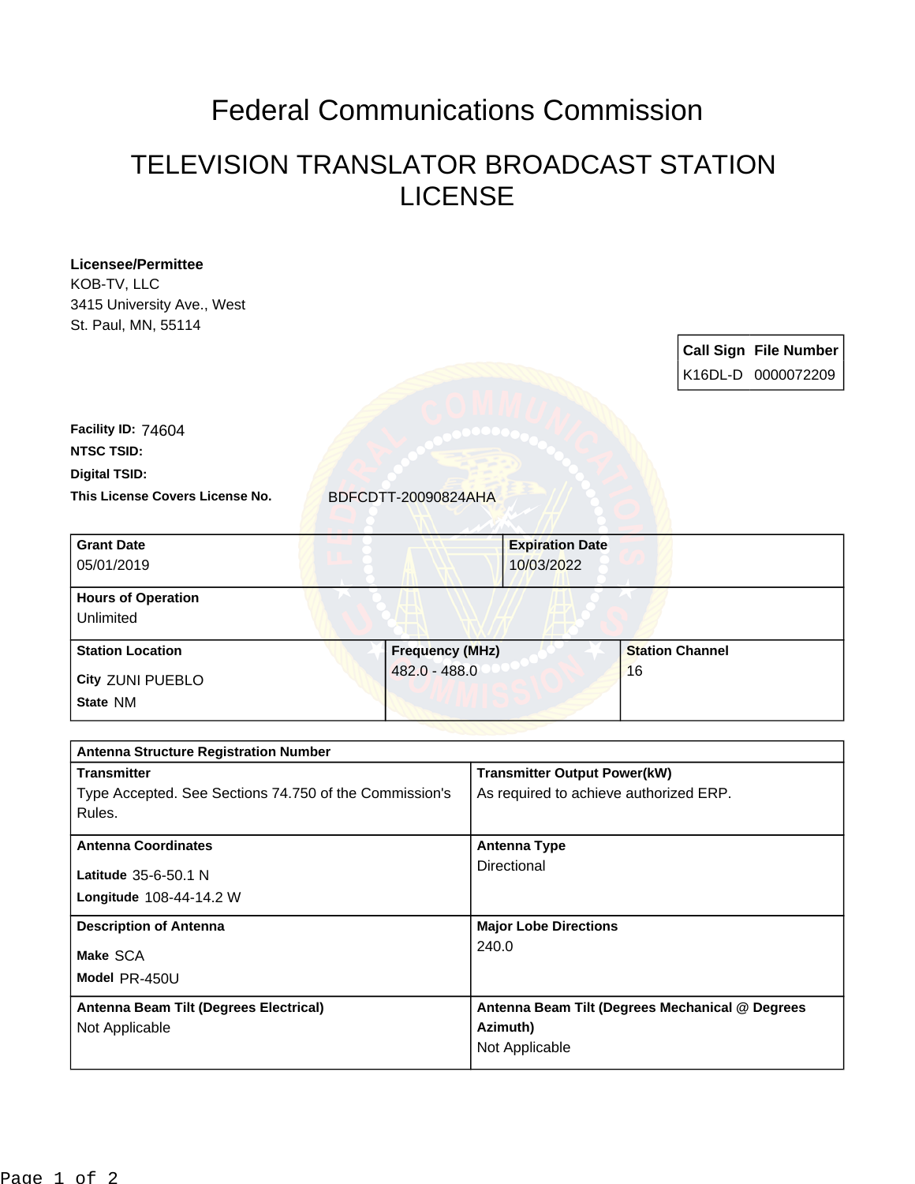# Federal Communications Commission

## TELEVISION TRANSLATOR BROADCAST STATION LICENSE

**Licensee/Permittee**
KOB-TV, LLC
3415 University Ave., West
St. Paul, MN, 55114

| Call Sign | File Number |
|---|---|
| K16DL-D | 0000072209 |

**Facility ID:** 74604

**NTSC TSID:**

**Digital TSID:**

**This License Covers License No.** BDFCDTT-20090824AHA

| Grant Date | Expiration Date |
|---|---|
| 05/01/2019 | 10/03/2022 |

| Hours of Operation |
|---|
| Unlimited |

| Station Location | Frequency (MHz) | Station Channel |
|---|---|---|
| City ZUNI PUEBLO<br>State NM | 482.0 - 488.0 | 16 |

| Antenna Structure Registration Number | |
|---|---|
| **Transmitter**<br>Type Accepted. See Sections 74.750 of the Commission's Rules. | **Transmitter Output Power(kW)**<br>As required to achieve authorized ERP. |
| **Antenna Coordinates**<br>Latitude 35-6-50.1 N<br>Longitude 108-44-14.2 W | **Antenna Type**<br>Directional |
| **Description of Antenna**<br>Make SCA<br>Model PR-450U | **Major Lobe Directions**<br>240.0 |
| **Antenna Beam Tilt (Degrees Electrical)**<br>Not Applicable | **Antenna Beam Tilt (Degrees Mechanical @ Degrees Azimuth)**<br>Not Applicable |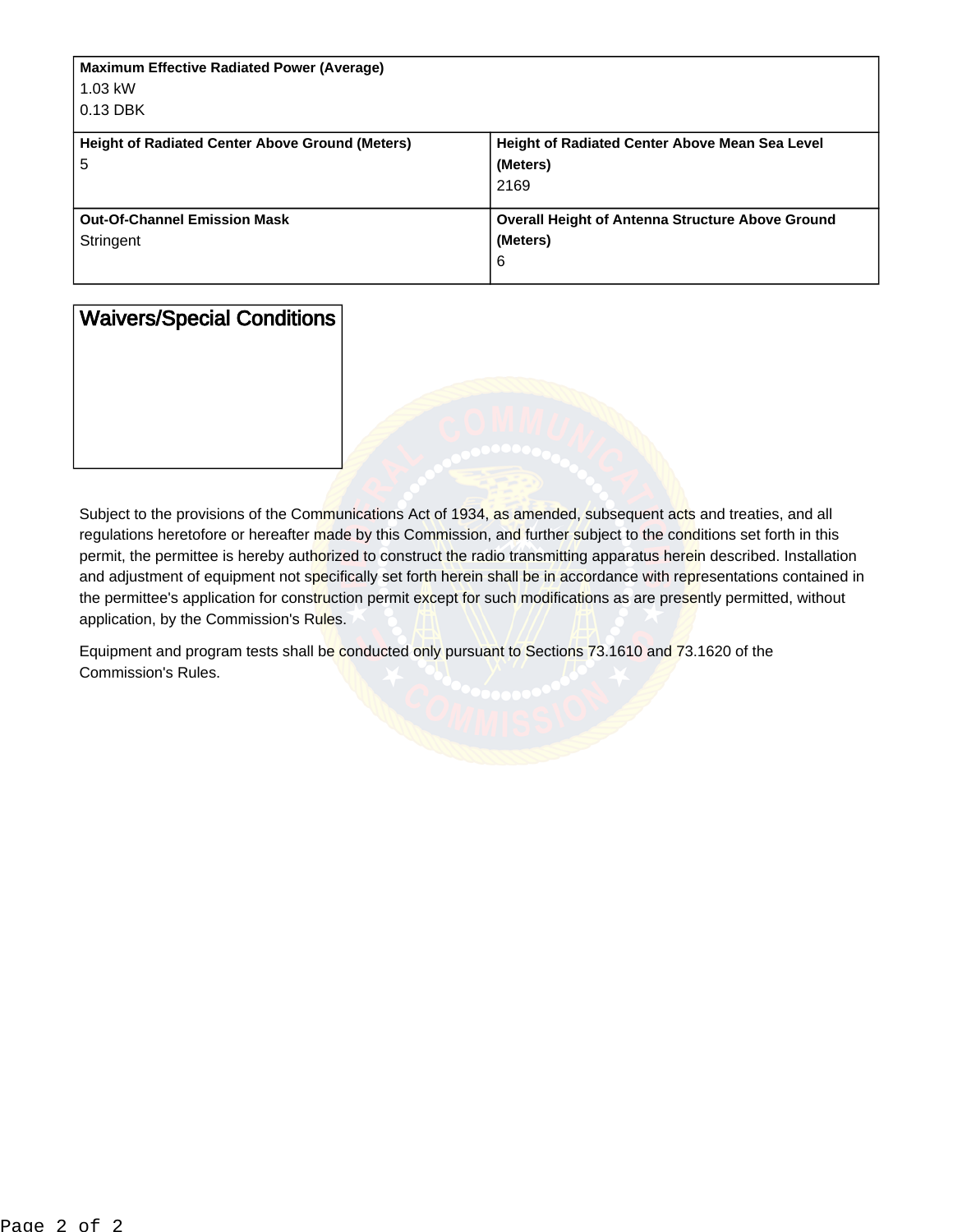| | |
|---|---|
| **Maximum Effective Radiated Power (Average)**<br>1.03 kW<br>0.13 DBK | |
| **Height of Radiated Center Above Ground (Meters)**<br>5 | **Height of Radiated Center Above Mean Sea Level (Meters)**<br>2169 |
| **Out-Of-Channel Emission Mask**<br>Stringent | **Overall Height of Antenna Structure Above Ground (Meters)**<br>6 |

## Waivers/Special Conditions

Subject to the provisions of the Communications Act of 1934, as amended, subsequent acts and treaties, and all regulations heretofore or hereafter made by this Commission, and further subject to the conditions set forth in this permit, the permittee is hereby authorized to construct the radio transmitting apparatus herein described. Installation and adjustment of equipment not specifically set forth herein shall be in accordance with representations contained in the permittee's application for construction permit except for such modifications as are presently permitted, without application, by the Commission's Rules.

Equipment and program tests shall be conducted only pursuant to Sections 73.1610 and 73.1620 of the Commission's Rules.